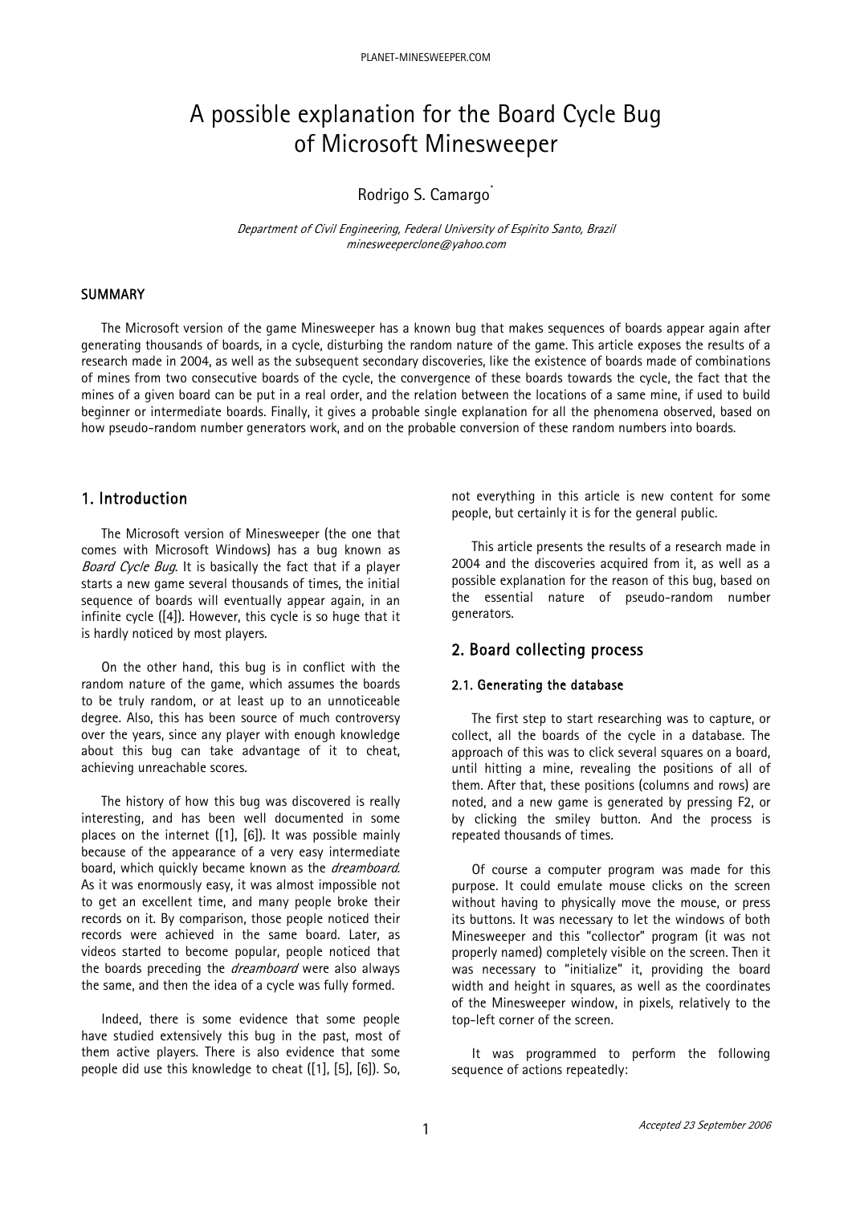# A possible explanation for the Board Cycle Bug of Microsoft Minesweeper

Rodrigo S. Camargo*

*Department of Civil Engineering, Federal University of Espírito Santo, Brazil*
*minesweeperclone@yahoo.com*

## SUMMARY

The Microsoft version of the game Minesweeper has a known bug that makes sequences of boards appear again after generating thousands of boards, in a cycle, disturbing the random nature of the game. This article exposes the results of a research made in 2004, as well as the subsequent secondary discoveries, like the existence of boards made of combinations of mines from two consecutive boards of the cycle, the convergence of these boards towards the cycle, the fact that the mines of a given board can be put in a real order, and the relation between the locations of a same mine, if used to build beginner or intermediate boards. Finally, it gives a probable single explanation for all the phenomena observed, based on how pseudo-random number generators work, and on the probable conversion of these random numbers into boards.

## 1. Introduction

The Microsoft version of Minesweeper (the one that comes with Microsoft Windows) has a bug known as *Board Cycle Bug*. It is basically the fact that if a player starts a new game several thousands of times, the initial sequence of boards will eventually appear again, in an infinite cycle ([4]). However, this cycle is so huge that it is hardly noticed by most players.

On the other hand, this bug is in conflict with the random nature of the game, which assumes the boards to be truly random, or at least up to an unnoticeable degree. Also, this has been source of much controversy over the years, since any player with enough knowledge about this bug can take advantage of it to cheat, achieving unreachable scores.

The history of how this bug was discovered is really interesting, and has been well documented in some places on the internet ([1], [6]). It was possible mainly because of the appearance of a very easy intermediate board, which quickly became known as the *dreamboard*. As it was enormously easy, it was almost impossible not to get an excellent time, and many people broke their records on it. By comparison, those people noticed their records were achieved in the same board. Later, as videos started to become popular, people noticed that the boards preceding the *dreamboard* were also always the same, and then the idea of a cycle was fully formed.

Indeed, there is some evidence that some people have studied extensively this bug in the past, most of them active players. There is also evidence that some people did use this knowledge to cheat ([1], [5], [6]). So, not everything in this article is new content for some people, but certainly it is for the general public.

This article presents the results of a research made in 2004 and the discoveries acquired from it, as well as a possible explanation for the reason of this bug, based on the essential nature of pseudo-random number generators.

## 2. Board collecting process

### 2.1. Generating the database

The first step to start researching was to capture, or collect, all the boards of the cycle in a database. The approach of this was to click several squares on a board, until hitting a mine, revealing the positions of all of them. After that, these positions (columns and rows) are noted, and a new game is generated by pressing F2, or by clicking the smiley button. And the process is repeated thousands of times.

Of course a computer program was made for this purpose. It could emulate mouse clicks on the screen without having to physically move the mouse, or press its buttons. It was necessary to let the windows of both Minesweeper and this "collector" program (it was not properly named) completely visible on the screen. Then it was necessary to "initialize" it, providing the board width and height in squares, as well as the coordinates of the Minesweeper window, in pixels, relatively to the top-left corner of the screen.

It was programmed to perform the following sequence of actions repeatedly:

*Accepted 23 September 2006*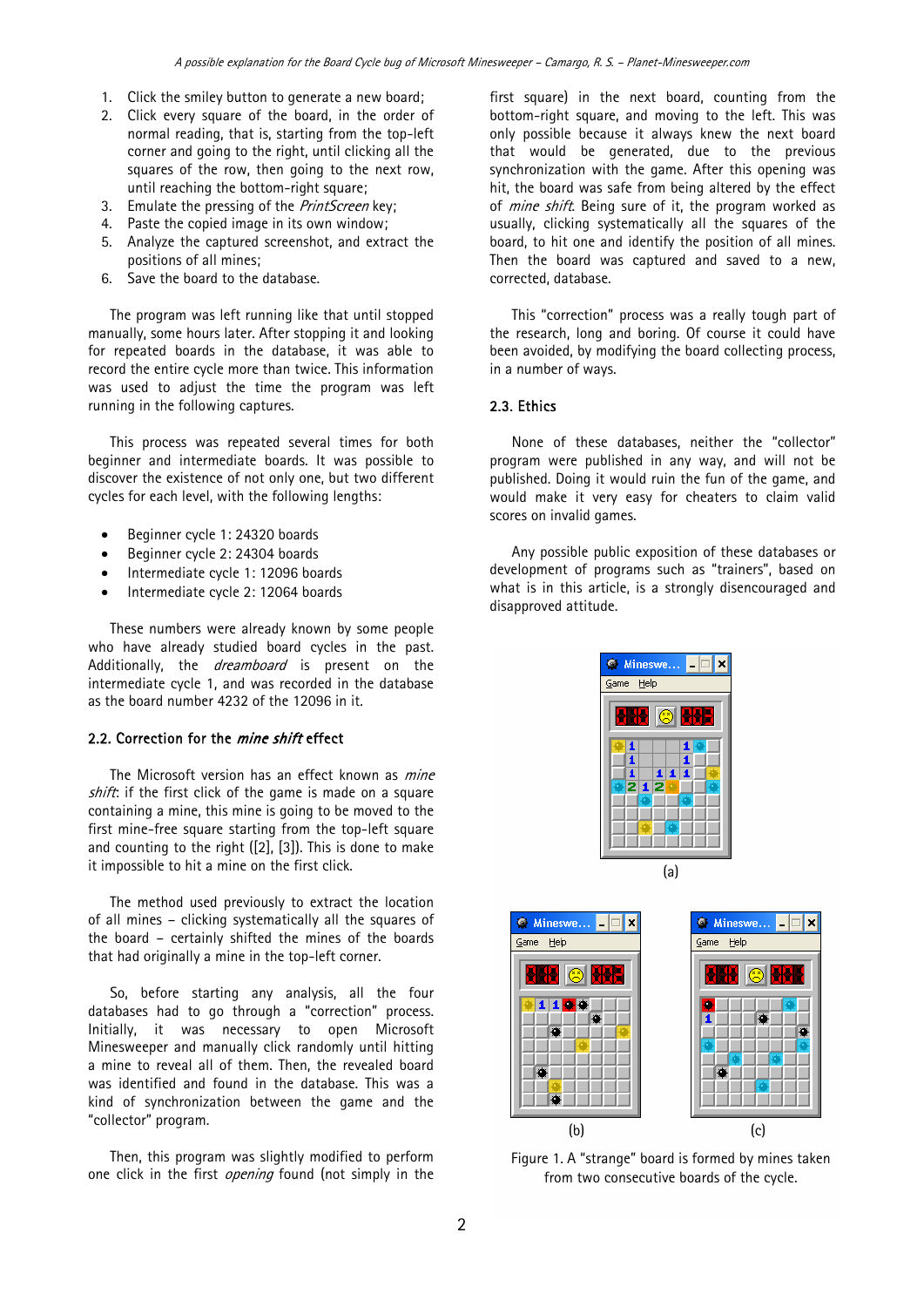1. Click the smiley button to generate a new board;
2. Click every square of the board, in the order of normal reading, that is, starting from the top-left corner and going to the right, until clicking all the squares of the row, then going to the next row, until reaching the bottom-right square;
3. Emulate the pressing of the *PrintScreen* key;
4. Paste the copied image in its own window;
5. Analyze the captured screenshot, and extract the positions of all mines;
6. Save the board to the database.

The program was left running like that until stopped manually, some hours later. After stopping it and looking for repeated boards in the database, it was able to record the entire cycle more than twice. This information was used to adjust the time the program was left running in the following captures.

This process was repeated several times for both beginner and intermediate boards. It was possible to discover the existence of not only one, but two different cycles for each level, with the following lengths:

- Beginner cycle 1: 24320 boards
- Beginner cycle 2: 24304 boards
- Intermediate cycle 1: 12096 boards
- Intermediate cycle 2: 12064 boards

These numbers were already known by some people who have already studied board cycles in the past. Additionally, the *dreamboard* is present on the intermediate cycle 1, and was recorded in the database as the board number 4232 of the 12096 in it.

## 2.2. Correction for the *mine shift* effect

The Microsoft version has an effect known as *mine shift*: if the first click of the game is made on a square containing a mine, this mine is going to be moved to the first mine-free square starting from the top-left square and counting to the right ([2], [3]). This is done to make it impossible to hit a mine on the first click.

The method used previously to extract the location of all mines – clicking systematically all the squares of the board – certainly shifted the mines of the boards that had originally a mine in the top-left corner.

So, before starting any analysis, all the four databases had to go through a "correction" process. Initially, it was necessary to open Microsoft Minesweeper and manually click randomly until hitting a mine to reveal all of them. Then, the revealed board was identified and found in the database. This was a kind of synchronization between the game and the "collector" program.

Then, this program was slightly modified to perform one click in the first *opening* found (not simply in the first square) in the next board, counting from the bottom-right square, and moving to the left. This was only possible because it always knew the next board that would be generated, due to the previous synchronization with the game. After this opening was hit, the board was safe from being altered by the effect of *mine shift*. Being sure of it, the program worked as usually, clicking systematically all the squares of the board, to hit one and identify the position of all mines. Then the board was captured and saved to a new, corrected, database.

This "correction" process was a really tough part of the research, long and boring. Of course it could have been avoided, by modifying the board collecting process, in a number of ways.

## 2.3. Ethics

None of these databases, neither the "collector" program were published in any way, and will not be published. Doing it would ruin the fun of the game, and would make it very easy for cheaters to claim valid scores on invalid games.

Any possible public exposition of these databases or development of programs such as "trainers", based on what is in this article, is a strongly disencouraged and disapproved attitude.

(a)

(b) (c)

Figure 1. A "strange" board is formed by mines taken from two consecutive boards of the cycle.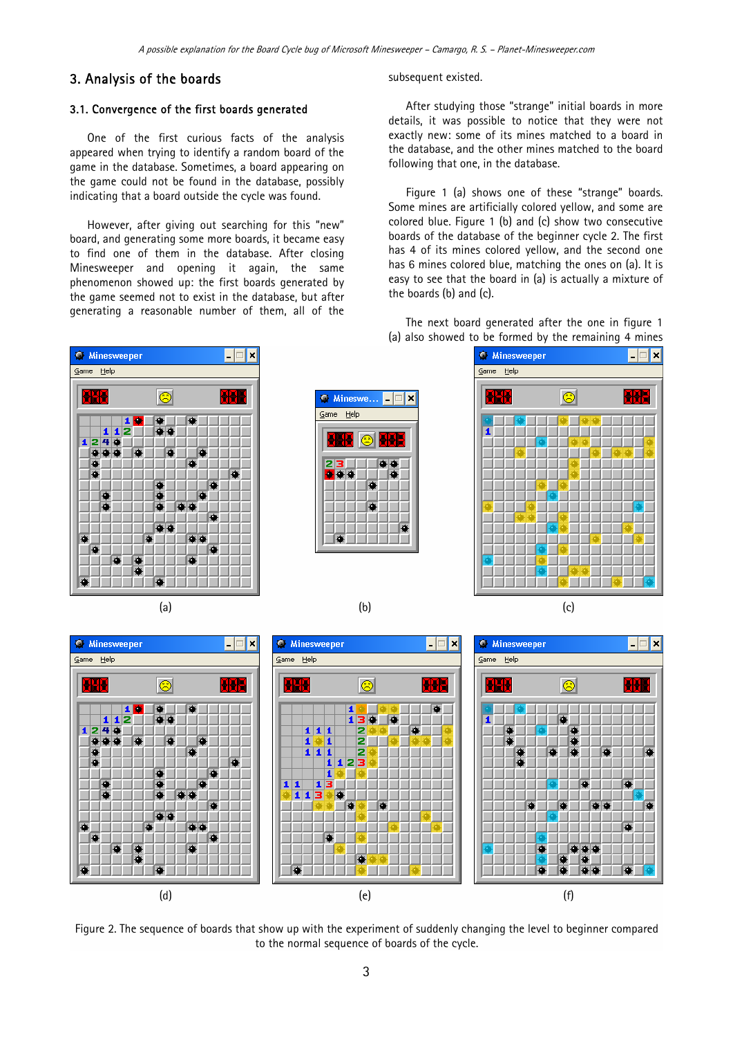## 3. Analysis of the boards

### 3.1. Convergence of the first boards generated

One of the first curious facts of the analysis appeared when trying to identify a random board of the game in the database. Sometimes, a board appearing on the game could not be found in the database, possibly indicating that a board outside the cycle was found.

However, after giving out searching for this "new" board, and generating some more boards, it became easy to find one of them in the database. After closing Minesweeper and opening it again, the same phenomenon showed up: the first boards generated by the game seemed not to exist in the database, but after generating a reasonable number of them, all of the subsequent existed.

After studying those "strange" initial boards in more details, it was possible to notice that they were not exactly new: some of its mines matched to a board in the database, and the other mines matched to the board following that one, in the database.

Figure 1 (a) shows one of these "strange" boards. Some mines are artificially colored yellow, and some are colored blue. Figure 1 (b) and (c) show two consecutive boards of the database of the beginner cycle 2. The first has 4 of its mines colored yellow, and the second one has 6 mines colored blue, matching the ones on (a). It is easy to see that the board in (a) is actually a mixture of the boards (b) and (c).

The next board generated after the one in figure 1 (a) also showed to be formed by the remaining 4 mines

(a) (b) (c)

(d) (e) (f)

Figure 2. The sequence of boards that show up with the experiment of suddenly changing the level to beginner compared to the normal sequence of boards of the cycle.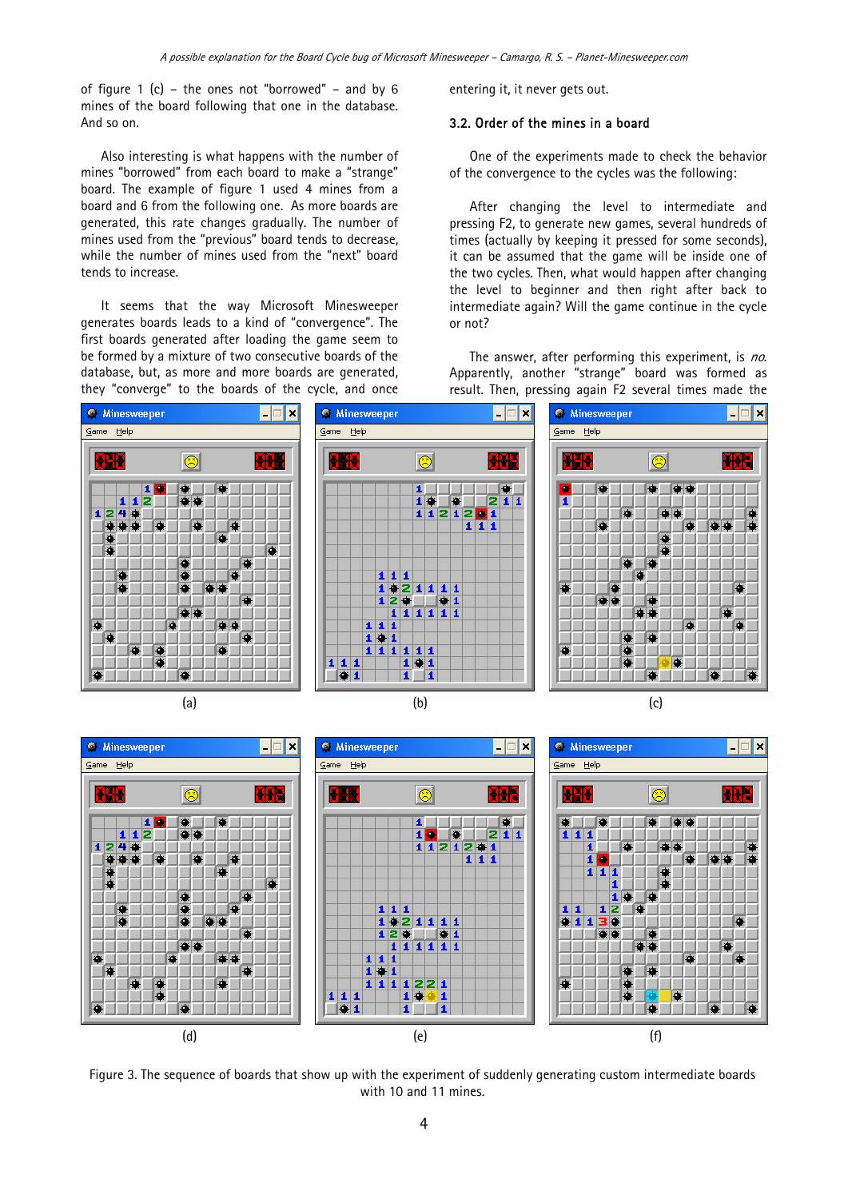of figure 1 (c) – the ones not "borrowed" – and by 6 mines of the board following that one in the database. And so on.

Also interesting is what happens with the number of mines "borrowed" from each board to make a "strange" board. The example of figure 1 used 4 mines from a board and 6 from the following one. As more boards are generated, this rate changes gradually. The number of mines used from the "previous" board tends to decrease, while the number of mines used from the "next" board tends to increase.

It seems that the way Microsoft Minesweeper generates boards leads to a kind of "convergence". The first boards generated after loading the game seem to be formed by a mixture of two consecutive boards of the database, but, as more and more boards are generated, they "converge" to the boards of the cycle, and once entering it, it never gets out.

### 3.2. Order of the mines in a board

One of the experiments made to check the behavior of the convergence to the cycles was the following:

After changing the level to intermediate and pressing F2, to generate new games, several hundreds of times (actually by keeping it pressed for some seconds), it can be assumed that the game will be inside one of the two cycles. Then, what would happen after changing the level to beginner and then right after back to intermediate again? Will the game continue in the cycle or not?

The answer, after performing this experiment, is *no*. Apparently, another "strange" board was formed as result. Then, pressing again F2 several times made the

(a) (b) (c)

(d) (e) (f)

Figure 3. The sequence of boards that show up with the experiment of suddenly generating custom intermediate boards with 10 and 11 mines.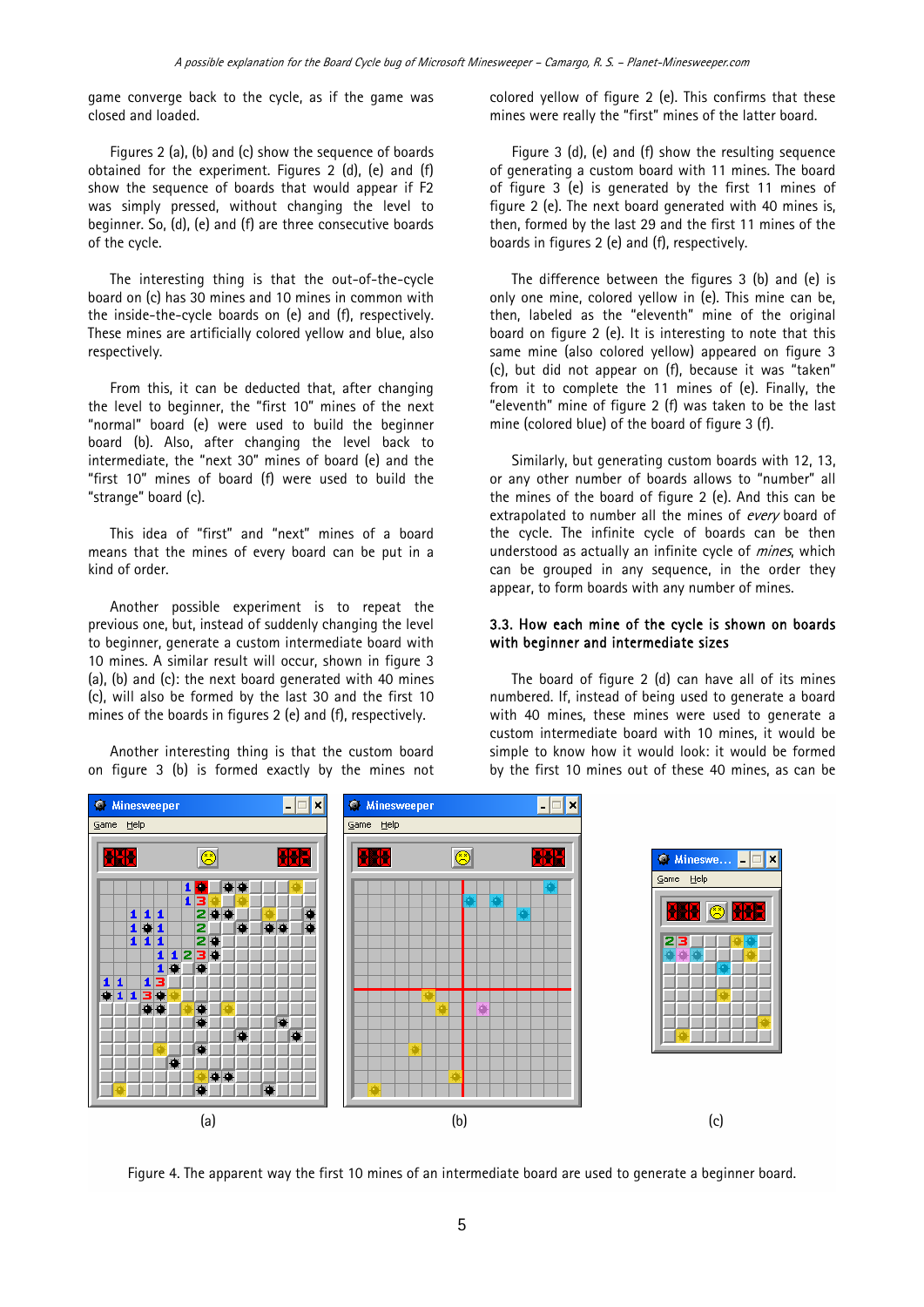game converge back to the cycle, as if the game was closed and loaded.

Figures 2 (a), (b) and (c) show the sequence of boards obtained for the experiment. Figures 2 (d), (e) and (f) show the sequence of boards that would appear if F2 was simply pressed, without changing the level to beginner. So, (d), (e) and (f) are three consecutive boards of the cycle.

The interesting thing is that the out-of-the-cycle board on (c) has 30 mines and 10 mines in common with the inside-the-cycle boards on (e) and (f), respectively. These mines are artificially colored yellow and blue, also respectively.

From this, it can be deducted that, after changing the level to beginner, the "first 10" mines of the next "normal" board (e) were used to build the beginner board (b). Also, after changing the level back to intermediate, the "next 30" mines of board (e) and the "first 10" mines of board (f) were used to build the "strange" board (c).

This idea of "first" and "next" mines of a board means that the mines of every board can be put in a kind of order.

Another possible experiment is to repeat the previous one, but, instead of suddenly changing the level to beginner, generate a custom intermediate board with 10 mines. A similar result will occur, shown in figure 3 (a), (b) and (c): the next board generated with 40 mines (c), will also be formed by the last 30 and the first 10 mines of the boards in figures 2 (e) and (f), respectively.

Another interesting thing is that the custom board on figure 3 (b) is formed exactly by the mines not colored yellow of figure 2 (e). This confirms that these mines were really the "first" mines of the latter board.

Figure 3 (d), (e) and (f) show the resulting sequence of generating a custom board with 11 mines. The board of figure 3 (e) is generated by the first 11 mines of figure 2 (e). The next board generated with 40 mines is, then, formed by the last 29 and the first 11 mines of the boards in figures 2 (e) and (f), respectively.

The difference between the figures 3 (b) and (e) is only one mine, colored yellow in (e). This mine can be, then, labeled as the "eleventh" mine of the original board on figure 2 (e). It is interesting to note that this same mine (also colored yellow) appeared on figure 3 (c), but did not appear on (f), because it was "taken" from it to complete the 11 mines of (e). Finally, the "eleventh" mine of figure 2 (f) was taken to be the last mine (colored blue) of the board of figure 3 (f).

Similarly, but generating custom boards with 12, 13, or any other number of boards allows to "number" all the mines of the board of figure 2 (e). And this can be extrapolated to number all the mines of *every* board of the cycle. The infinite cycle of boards can be then understood as actually an infinite cycle of *mines*, which can be grouped in any sequence, in the order they appear, to form boards with any number of mines.

### 3.3. How each mine of the cycle is shown on boards with beginner and intermediate sizes

The board of figure 2 (d) can have all of its mines numbered. If, instead of being used to generate a board with 40 mines, these mines were used to generate a custom intermediate board with 10 mines, it would be simple to know how it would look: it would be formed by the first 10 mines out of these 40 mines, as can be

(a) (b) (c)

Figure 4. The apparent way the first 10 mines of an intermediate board are used to generate a beginner board.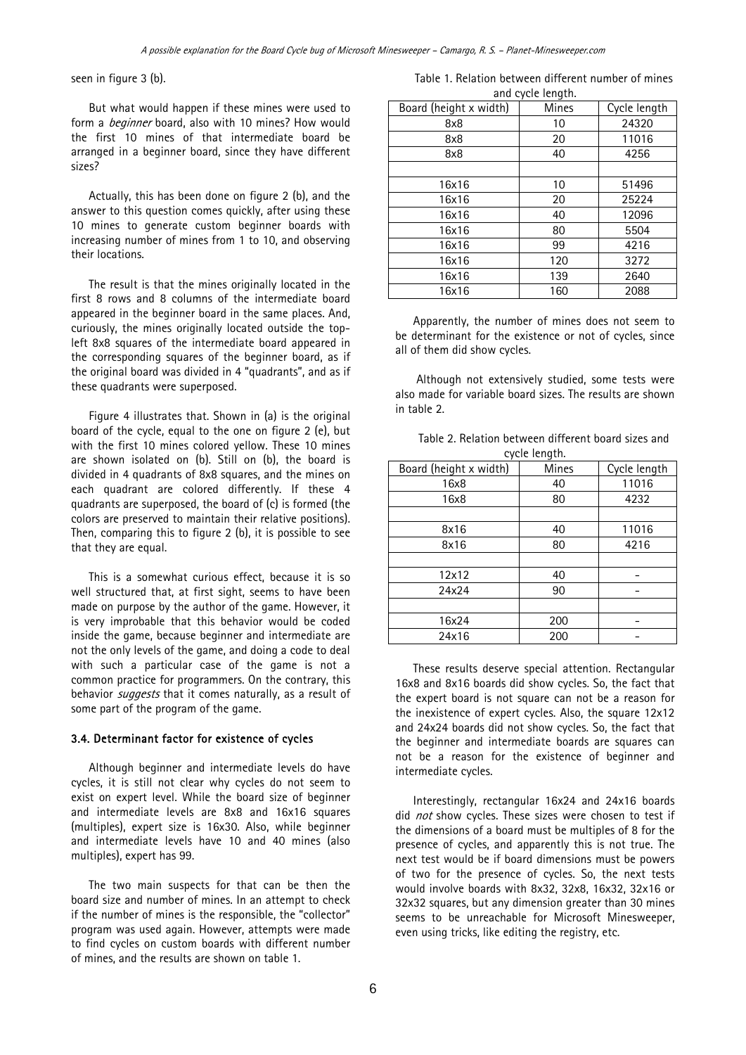seen in figure 3 (b).

But what would happen if these mines were used to form a *beginner* board, also with 10 mines? How would the first 10 mines of that intermediate board be arranged in a beginner board, since they have different sizes?

Actually, this has been done on figure 2 (b), and the answer to this question comes quickly, after using these 10 mines to generate custom beginner boards with increasing number of mines from 1 to 10, and observing their locations.

The result is that the mines originally located in the first 8 rows and 8 columns of the intermediate board appeared in the beginner board in the same places. And, curiously, the mines originally located outside the top-left 8x8 squares of the intermediate board appeared in the corresponding squares of the beginner board, as if the original board was divided in 4 "quadrants", and as if these quadrants were superposed.

Figure 4 illustrates that. Shown in (a) is the original board of the cycle, equal to the one on figure 2 (e), but with the first 10 mines colored yellow. These 10 mines are shown isolated on (b). Still on (b), the board is divided in 4 quadrants of 8x8 squares, and the mines on each quadrant are colored differently. If these 4 quadrants are superposed, the board of (c) is formed (the colors are preserved to maintain their relative positions). Then, comparing this to figure 2 (b), it is possible to see that they are equal.

This is a somewhat curious effect, because it is so well structured that, at first sight, seems to have been made on purpose by the author of the game. However, it is very improbable that this behavior would be coded inside the game, because beginner and intermediate are not the only levels of the game, and doing a code to deal with such a particular case of the game is not a common practice for programmers. On the contrary, this behavior *suggests* that it comes naturally, as a result of some part of the program of the game.

### 3.4. Determinant factor for existence of cycles

Although beginner and intermediate levels do have cycles, it is still not clear why cycles do not seem to exist on expert level. While the board size of beginner and intermediate levels are 8x8 and 16x16 squares (multiples), expert size is 16x30. Also, while beginner and intermediate levels have 10 and 40 mines (also multiples), expert has 99.

The two main suspects for that can be then the board size and number of mines. In an attempt to check if the number of mines is the responsible, the "collector" program was used again. However, attempts were made to find cycles on custom boards with different number of mines, and the results are shown on table 1.

Table 1. Relation between different number of mines and cycle length.

| Board (height x width) | Mines | Cycle length |
|---|---|---|
| 8x8 | 10 | 24320 |
| 8x8 | 20 | 11016 |
| 8x8 | 40 | 4256 |
| | | |
| 16x16 | 10 | 51496 |
| 16x16 | 20 | 25224 |
| 16x16 | 40 | 12096 |
| 16x16 | 80 | 5504 |
| 16x16 | 99 | 4216 |
| 16x16 | 120 | 3272 |
| 16x16 | 139 | 2640 |
| 16x16 | 160 | 2088 |

Apparently, the number of mines does not seem to be determinant for the existence or not of cycles, since all of them did show cycles.

Although not extensively studied, some tests were also made for variable board sizes. The results are shown in table 2.

Table 2. Relation between different board sizes and cycle length.

| Board (height x width) | Mines | Cycle length |
|---|---|---|
| 16x8 | 40 | 11016 |
| 16x8 | 80 | 4232 |
| | | |
| 8x16 | 40 | 11016 |
| 8x16 | 80 | 4216 |
| | | |
| 12x12 | 40 | - |
| 24x24 | 90 | - |
| | | |
| 16x24 | 200 | - |
| 24x16 | 200 | - |

These results deserve special attention. Rectangular 16x8 and 8x16 boards did show cycles. So, the fact that the expert board is not square can not be a reason for the inexistence of expert cycles. Also, the square 12x12 and 24x24 boards did not show cycles. So, the fact that the beginner and intermediate boards are squares can not be a reason for the existence of beginner and intermediate cycles.

Interestingly, rectangular 16x24 and 24x16 boards did *not* show cycles. These sizes were chosen to test if the dimensions of a board must be multiples of 8 for the presence of cycles, and apparently this is not true. The next test would be if board dimensions must be powers of two for the presence of cycles. So, the next tests would involve boards with 8x32, 32x8, 16x32, 32x16 or 32x32 squares, but any dimension greater than 30 mines seems to be unreachable for Microsoft Minesweeper, even using tricks, like editing the registry, etc.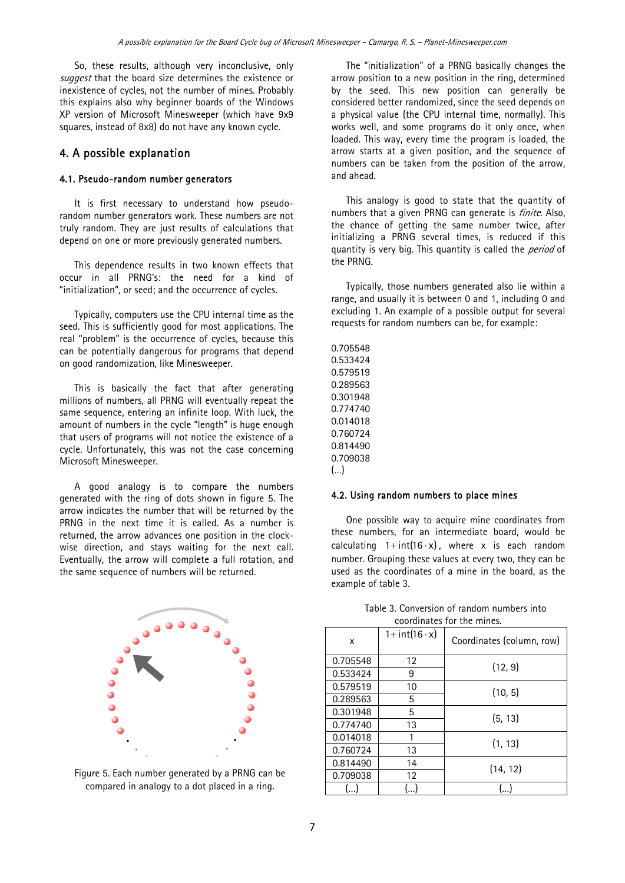So, these results, although very inconclusive, only *suggest* that the board size determines the existence or inexistence of cycles, not the number of mines. Probably this explains also why beginner boards of the Windows XP version of Microsoft Minesweeper (which have 9x9 squares, instead of 8x8) do not have any known cycle.

## 4. A possible explanation

### 4.1. Pseudo-random number generators

It is first necessary to understand how pseudo-random number generators work. These numbers are not truly random. They are just results of calculations that depend on one or more previously generated numbers.

This dependence results in two known effects that occur in all PRNG's: the need for a kind of "initialization", or seed; and the occurrence of cycles.

Typically, computers use the CPU internal time as the seed. This is sufficiently good for most applications. The real "problem" is the occurrence of cycles, because this can be potentially dangerous for programs that depend on good randomization, like Minesweeper.

This is basically the fact that after generating millions of numbers, all PRNG will eventually repeat the same sequence, entering an infinite loop. With luck, the amount of numbers in the cycle "length" is huge enough that users of programs will not notice the existence of a cycle. Unfortunately, this was not the case concerning Microsoft Minesweeper.

A good analogy is to compare the numbers generated with the ring of dots shown in figure 5. The arrow indicates the number that will be returned by the PRNG in the next time it is called. As a number is returned, the arrow advances one position in the clock-wise direction, and stays waiting for the next call. Eventually, the arrow will complete a full rotation, and the same sequence of numbers will be returned.

Figure 5. Each number generated by a PRNG can be compared in analogy to a dot placed in a ring.

The "initialization" of a PRNG basically changes the arrow position to a new position in the ring, determined by the seed. This new position can generally be considered better randomized, since the seed depends on a physical value (the CPU internal time, normally). This works well, and some programs do it only once, when loaded. This way, every time the program is loaded, the arrow starts at a given position, and the sequence of numbers can be taken from the position of the arrow, and ahead.

This analogy is good to state that the quantity of numbers that a given PRNG can generate is *finite*. Also, the chance of getting the same number twice, after initializing a PRNG several times, is reduced if this quantity is very big. This quantity is called the *period* of the PRNG.

Typically, those numbers generated also lie within a range, and usually it is between 0 and 1, including 0 and excluding 1. An example of a possible output for several requests for random numbers can be, for example:

0.705548
0.533424
0.579519
0.289563
0.301948
0.774740
0.014018
0.760724
0.814490
0.709038
(...)

### 4.2. Using random numbers to place mines

One possible way to acquire mine coordinates from these numbers, for an intermediate board, would be calculating $1+\text{int}(16\cdot x)$, where $x$ is each random number. Grouping these values at every two, they can be used as the coordinates of a mine in the board, as the example of table 3.

Table 3. Conversion of random numbers into coordinates for the mines.

| x | $1+\text{int}(16\cdot x)$ | Coordinates (column, row) |
|---|---|---|
| 0.705548 | 12 | (12, 9) |
| 0.533424 | 9 | |
| 0.579519 | 10 | (10, 5) |
| 0.289563 | 5 | |
| 0.301948 | 5 | (5, 13) |
| 0.774740 | 13 | |
| 0.014018 | 1 | (1, 13) |
| 0.760724 | 13 | |
| 0.814490 | 14 | (14, 12) |
| 0.709038 | 12 | |
| (...) | (...) | (...) |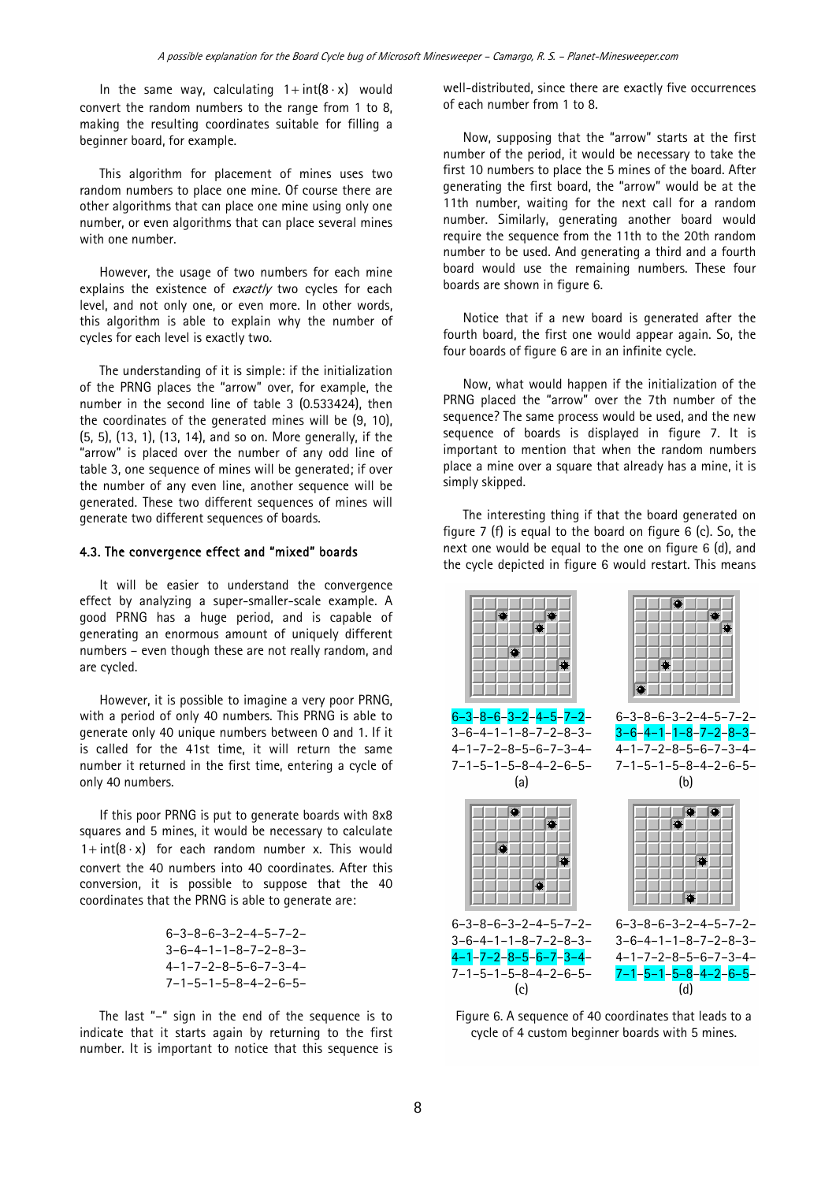In the same way, calculating $1 + \text{int}(8 \cdot x)$ would convert the random numbers to the range from 1 to 8, making the resulting coordinates suitable for filling a beginner board, for example.

This algorithm for placement of mines uses two random numbers to place one mine. Of course there are other algorithms that can place one mine using only one number, or even algorithms that can place several mines with one number.

However, the usage of two numbers for each mine explains the existence of *exactly* two cycles for each level, and not only one, or even more. In other words, this algorithm is able to explain why the number of cycles for each level is exactly two.

The understanding of it is simple: if the initialization of the PRNG places the "arrow" over, for example, the number in the second line of table 3 (0.533424), then the coordinates of the generated mines will be (9, 10), (5, 5), (13, 1), (13, 14), and so on. More generally, if the "arrow" is placed over the number of any odd line of table 3, one sequence of mines will be generated; if over the number of any even line, another sequence will be generated. These two different sequences of mines will generate two different sequences of boards.

### 4.3. The convergence effect and "mixed" boards

It will be easier to understand the convergence effect by analyzing a super-smaller-scale example. A good PRNG has a huge period, and is capable of generating an enormous amount of uniquely different numbers – even though these are not really random, and are cycled.

However, it is possible to imagine a very poor PRNG, with a period of only 40 numbers. This PRNG is able to generate only 40 unique numbers between 0 and 1. If it is called for the 41st time, it will return the same number it returned in the first time, entering a cycle of only 40 numbers.

If this poor PRNG is put to generate boards with 8x8 squares and 5 mines, it would be necessary to calculate $1 + \text{int}(8 \cdot x)$ for each random number x. This would convert the 40 numbers into 40 coordinates. After this conversion, it is possible to suppose that the 40 coordinates that the PRNG is able to generate are:

6–3–8–6–3–2–4–5–7–2–
3–6–4–1–1–8–7–2–8–3–
4–1–7–2–8–5–6–7–3–4–
7–1–5–1–5–8–4–2–6–5–

The last "–" sign in the end of the sequence is to indicate that it starts again by returning to the first number. It is important to notice that this sequence is well-distributed, since there are exactly five occurrences of each number from 1 to 8.

Now, supposing that the "arrow" starts at the first number of the period, it would be necessary to take the first 10 numbers to place the 5 mines of the board. After generating the first board, the "arrow" would be at the 11th number, waiting for the next call for a random number. Similarly, generating another board would require the sequence from the 11th to the 20th random number to be used. And generating a third and a fourth board would use the remaining numbers. These four boards are shown in figure 6.

Notice that if a new board is generated after the fourth board, the first one would appear again. So, the four boards of figure 6 are in an infinite cycle.

Now, what would happen if the initialization of the PRNG placed the "arrow" over the 7th number of the sequence? The same process would be used, and the new sequence of boards is displayed in figure 7. It is important to mention that when the random numbers place a mine over a square that already has a mine, it is simply skipped.

The interesting thing if that the board generated on figure 7 (f) is equal to the board on figure 6 (c). So, the next one would be equal to the one on figure 6 (d), and the cycle depicted in figure 6 would restart. This means

6–3–8–6–3–2–4–5–7–2–
3–6–4–1–1–8–7–2–8–3–
4–1–7–2–8–5–6–7–3–4–
7–1–5–1–5–8–4–2–6–5–
(a)

6–3–8–6–3–2–4–5–7–2–
3–6–4–1–1–8–7–2–8–3–
4–1–7–2–8–5–6–7–3–4–
7–1–5–1–5–8–4–2–6–5–
(b)

6–3–8–6–3–2–4–5–7–2–
3–6–4–1–1–8–7–2–8–3–
4–1–7–2–8–5–6–7–3–4–
7–1–5–1–5–8–4–2–6–5–
(c)

6–3–8–6–3–2–4–5–7–2–
3–6–4–1–1–8–7–2–8–3–
4–1–7–2–8–5–6–7–3–4–
7–1–5–1–5–8–4–2–6–5–
(d)

Figure 6. A sequence of 40 coordinates that leads to a cycle of 4 custom beginner boards with 5 mines.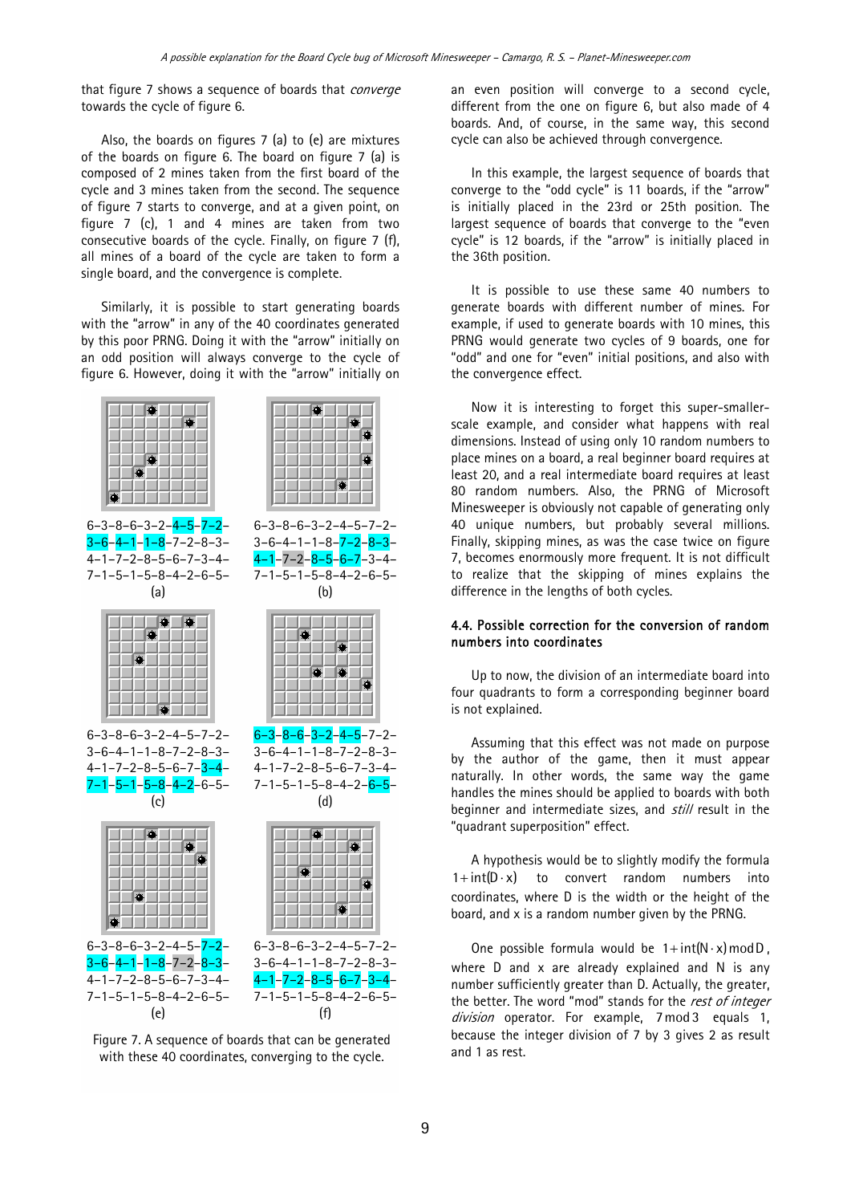that figure 7 shows a sequence of boards that *converge* towards the cycle of figure 6.

Also, the boards on figures 7 (a) to (e) are mixtures of the boards on figure 6. The board on figure 7 (a) is composed of 2 mines taken from the first board of the cycle and 3 mines taken from the second. The sequence of figure 7 starts to converge, and at a given point, on figure 7 (c), 1 and 4 mines are taken from two consecutive boards of the cycle. Finally, on figure 7 (f), all mines of a board of the cycle are taken to form a single board, and the convergence is complete.

Similarly, it is possible to start generating boards with the "arrow" in any of the 40 coordinates generated by this poor PRNG. Doing it with the "arrow" initially on an odd position will always converge to the cycle of figure 6. However, doing it with the "arrow" initially on an even position will converge to a second cycle, different from the one on figure 6, but also made of 4 boards. And, of course, in the same way, this second cycle can also be achieved through convergence.

In this example, the largest sequence of boards that converge to the "odd cycle" is 11 boards, if the "arrow" is initially placed in the 23rd or 25th position. The largest sequence of boards that converge to the "even cycle" is 12 boards, if the "arrow" is initially placed in the 36th position.

It is possible to use these same 40 numbers to generate boards with different number of mines. For example, if used to generate boards with 10 mines, this PRNG would generate two cycles of 9 boards, one for "odd" and one for "even" initial positions, and also with the convergence effect.

Now it is interesting to forget this super-smaller-scale example, and consider what happens with real dimensions. Instead of using only 10 random numbers to place mines on a board, a real beginner board requires at least 20, and a real intermediate board requires at least 80 random numbers. Also, the PRNG of Microsoft Minesweeper is obviously not capable of generating only 40 unique numbers, but probably several millions. Finally, skipping mines, as was the case twice on figure 7, becomes enormously more frequent. It is not difficult to realize that the skipping of mines explains the difference in the lengths of both cycles.

6–3–8–6–3–2–4–5–7–2–3–6–4–1–1–8–7–2–8–3–4–1–7–2–8–5–6–7–3–4–7–1–5–1–5–8–4–2–6–5–
(a)

6–3–8–6–3–2–4–5–7–2–3–6–4–1–1–8–7–2–8–3–4–1–7–2–8–5–6–7–3–4–7–1–5–1–5–8–4–2–6–5–
(b)

6–3–8–6–3–2–4–5–7–2–3–6–4–1–1–8–7–2–8–3–4–1–7–2–8–5–6–7–3–4–7–1–5–1–5–8–4–2–6–5–
(c)

6–3–8–6–3–2–4–5–7–2–3–6–4–1–1–8–7–2–8–3–4–1–7–2–8–5–6–7–3–4–7–1–5–1–5–8–4–2–6–5–
(d)

6–3–8–6–3–2–4–5–7–2–3–6–4–1–1–8–7–2–8–3–4–1–7–2–8–5–6–7–3–4–7–1–5–1–5–8–4–2–6–5–
(e)

6–3–8–6–3–2–4–5–7–2–3–6–4–1–1–8–7–2–8–3–4–1–7–2–8–5–6–7–3–4–7–1–5–1–5–8–4–2–6–5–
(f)

Figure 7. A sequence of boards that can be generated with these 40 coordinates, converging to the cycle.

## 4.4. Possible correction for the conversion of random numbers into coordinates

Up to now, the division of an intermediate board into four quadrants to form a corresponding beginner board is not explained.

Assuming that this effect was not made on purpose by the author of the game, then it must appear naturally. In other words, the same way the game handles the mines should be applied to boards with both beginner and intermediate sizes, and *still* result in the "quadrant superposition" effect.

A hypothesis would be to slightly modify the formula $1+\text{int}(D\cdot x)$ to convert random numbers into coordinates, where D is the width or the height of the board, and x is a random number given by the PRNG.

One possible formula would be $1+\text{int}(N\cdot x) \bmod D$, where D and x are already explained and N is any number sufficiently greater than D. Actually, the greater, the better. The word "mod" stands for the *rest of integer division* operator. For example, $7 \bmod 3$ equals 1, because the integer division of 7 by 3 gives 2 as result and 1 as rest.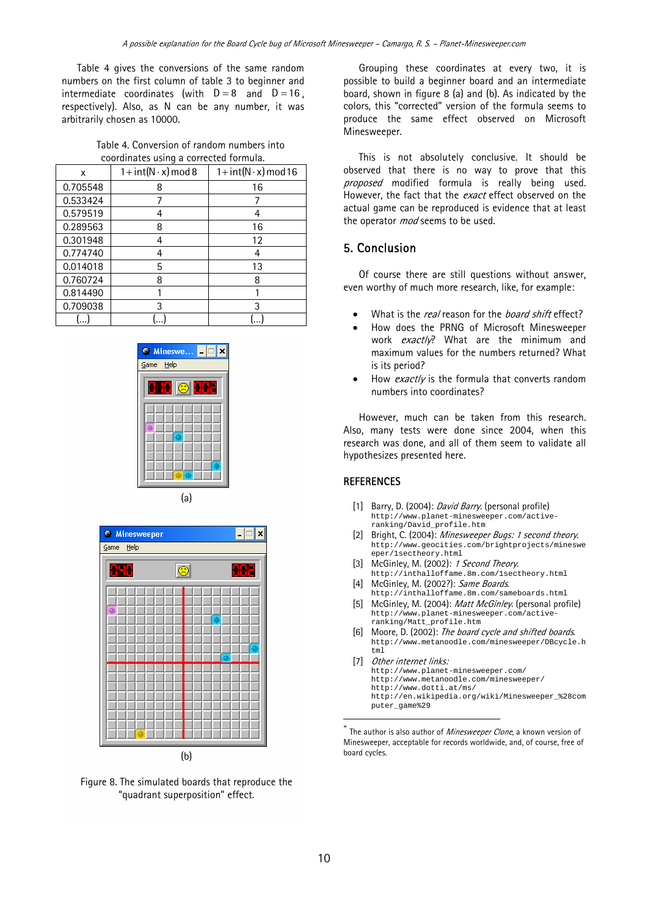Table 4 gives the conversions of the same random numbers on the first column of table 3 to beginner and intermediate coordinates (with $D = 8$ and $D = 16$, respectively). Also, as N can be any number, it was arbitrarily chosen as 10000.

Table 4. Conversion of random numbers into coordinates using a corrected formula.

| x | $1 + \text{int}(N \cdot x) \bmod 8$ | $1 + \text{int}(N \cdot x) \bmod 16$ |
|---|---|---|
| 0.705548 | 8 | 16 |
| 0.533424 | 7 | 7 |
| 0.579519 | 4 | 4 |
| 0.289563 | 8 | 16 |
| 0.301948 | 4 | 12 |
| 0.774740 | 4 | 4 |
| 0.014018 | 5 | 13 |
| 0.760724 | 8 | 8 |
| 0.814490 | 1 | 1 |
| 0.709038 | 3 | 3 |
| (...) | (...) | (...) |

(a)

(b)

Figure 8. The simulated boards that reproduce the "quadrant superposition" effect.

Grouping these coordinates at every two, it is possible to build a beginner board and an intermediate board, shown in figure 8 (a) and (b). As indicated by the colors, this "corrected" version of the formula seems to produce the same effect observed on Microsoft Minesweeper.

This is not absolutely conclusive. It should be observed that there is no way to prove that this *proposed* modified formula is really being used. However, the fact that the *exact* effect observed on the actual game can be reproduced is evidence that at least the operator *mod* seems to be used.

## 5. Conclusion

Of course there are still questions without answer, even worthy of much more research, like, for example:

- What is the *real* reason for the *board shift* effect?
- How does the PRNG of Microsoft Minesweeper work *exactly*? What are the minimum and maximum values for the numbers returned? What is its period?
- How *exactly* is the formula that converts random numbers into coordinates?

However, much can be taken from this research. Also, many tests were done since 2004, when this research was done, and all of them seem to validate all hypothesizes presented here.

## REFERENCES

[1] Barry, D. (2004): *David Barry.* (personal profile) http://www.planet-minesweeper.com/active-ranking/David_profile.htm

[2] Bright, C. (2004): *Minesweeper Bugs: 1 second theory.* http://www.geocities.com/brightprojects/minesweeper/1sectheory.html

[3] McGinley, M. (2002): *1 Second Theory.* http://inthalloffame.8m.com/1sectheory.html

[4] McGinley, M. (2002?): *Same Boards.* http://inthalloffame.8m.com/sameboards.html

[5] McGinley, M. (2004): *Matt McGinley.* (personal profile) http://www.planet-minesweeper.com/active-ranking/Matt_profile.htm

[6] Moore, D. (2002): *The board cycle and shifted boards.* http://www.metanoodle.com/minesweeper/DBcycle.html

[7] *Other internet links:*
http://www.planet-minesweeper.com/
http://www.metanoodle.com/minesweeper/
http://www.dotti.at/ms/
http://en.wikipedia.org/wiki/Minesweeper_%28computer_game%29

---

[*] The author is also author of *Minesweeper Clone*, a known version of Minesweeper, acceptable for records worldwide, and, of course, free of board cycles.